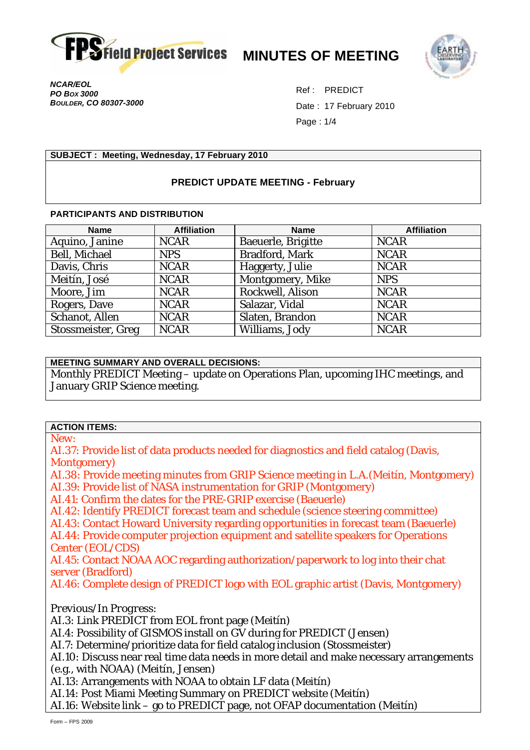# MINUTES OF MEETING

***NCAR/EOL***
***PO Box 3000***
***Boulder, CO 80307-3000***

Ref : PREDICT
Date : 17 February 2010

**SUBJECT : Meeting, Wednesday, 17 February 2010**

**PREDICT UPDATE MEETING - February**

**PARTICIPANTS AND DISTRIBUTION**

| Name | Affiliation | Name | Affiliation |
|---|---|---|---|
| Aquino, Janine | NCAR | Baeuerle, Brigitte | NCAR |
| Bell, Michael | NPS | Bradford, Mark | NCAR |
| Davis, Chris | NCAR | Haggerty, Julie | NCAR |
| Meitín, José | NCAR | Montgomery, Mike | NPS |
| Moore, Jim | NCAR | Rockwell, Alison | NCAR |
| Rogers, Dave | NCAR | Salazar, Vidal | NCAR |
| Schanot, Allen | NCAR | Slaten, Brandon | NCAR |
| Stossmeister, Greg | NCAR | Williams, Jody | NCAR |

**MEETING SUMMARY AND OVERALL DECISIONS:**

Monthly PREDICT Meeting – update on Operations Plan, upcoming IHC meetings, and January GRIP Science meeting.

**ACTION ITEMS:**

New:

AI.37: Provide list of data products needed for diagnostics and field catalog (Davis, Montgomery)
AI.38: Provide meeting minutes from GRIP Science meeting in L.A.(Meitín, Montgomery)
AI.39: Provide list of NASA instrumentation for GRIP (Montgomery)
AI.41: Confirm the dates for the PRE-GRIP exercise (Baeuerle)
AI.42: Identify PREDICT forecast team and schedule (science steering committee)
AI.43: Contact Howard University regarding opportunities in forecast team (Baeuerle)
AI.44: Provide computer projection equipment and satellite speakers for Operations Center (EOL/CDS)
AI.45: Contact NOAA AOC regarding authorization/paperwork to log into their chat server (Bradford)
AI.46: Complete design of PREDICT logo with EOL graphic artist (Davis, Montgomery)

Previous/In Progress:

AI.3: Link PREDICT from EOL front page (Meitín)
AI.4: Possibility of GISMOS install on GV during for PREDICT (Jensen)
AI.7: Determine/prioritize data for field catalog inclusion (Stossmeister)
AI.10: Discuss near real time data needs in more detail and make necessary arrangements (e.g., with NOAA) (Meitín, Jensen)
AI.13: Arrangements with NOAA to obtain LF data (Meitín)
AI.14: Post Miami Meeting Summary on PREDICT website (Meitín)
AI.16: Website link – go to PREDICT page, not OFAP documentation (Meitín)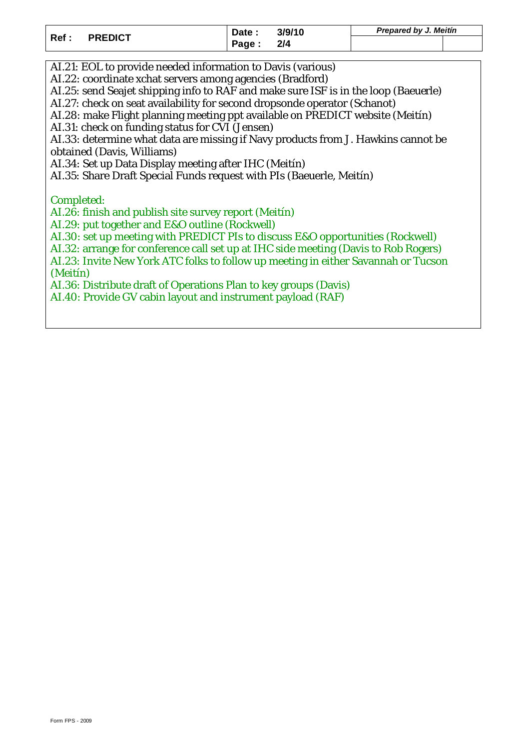AI.21: EOL to provide needed information to Davis (various)
AI.22: coordinate xchat servers among agencies (Bradford)
AI.25: send Seajet shipping info to RAF and make sure ISF is in the loop (Baeuerle)
AI.27: check on seat availability for second dropsonde operator (Schanot)
AI.28: make Flight planning meeting ppt available on PREDICT website (Meitín)
AI.31: check on funding status for CVI (Jensen)
AI.33: determine what data are missing if Navy products from J. Hawkins cannot be obtained (Davis, Williams)
AI.34: Set up Data Display meeting after IHC (Meitín)
AI.35: Share Draft Special Funds request with PIs (Baeuerle, Meitín)

Completed:
AI.26: finish and publish site survey report (Meitín)
AI.29: put together and E&O outline (Rockwell)
AI.30: set up meeting with PREDICT PIs to discuss E&O opportunities (Rockwell)
AI.32: arrange for conference call set up at IHC side meeting (Davis to Rob Rogers)
AI.23: Invite New York ATC folks to follow up meeting in either Savannah or Tucson (Meitín)
AI.36: Distribute draft of Operations Plan to key groups (Davis)
AI.40: Provide GV cabin layout and instrument payload (RAF)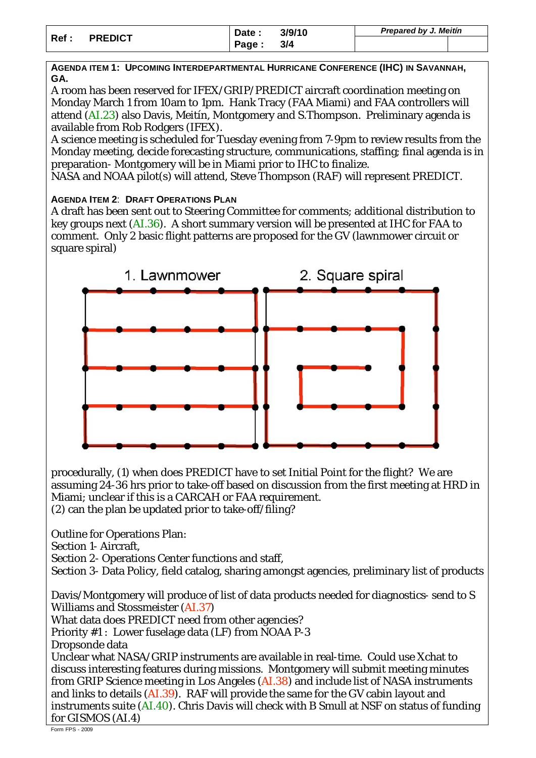| Ref : | PREDICT | Date : | 3/9/10 | *Prepared by J. Meitín* | |
|---|---|---|---|---|---|
| | | Page : | 3/4 | | |

**AGENDA ITEM 1: UPCOMING INTERDEPARTMENTAL HURRICANE CONFERENCE (IHC) IN SAVANNAH, GA.**

A room has been reserved for IFEX/GRIP/PREDICT aircraft coordination meeting on Monday March 1 from 10am to 1pm. Hank Tracy (FAA Miami) and FAA controllers will attend (AI.23) also Davis, Meitín, Montgomery and S.Thompson. Preliminary agenda is available from Rob Rodgers (IFEX).

A science meeting is scheduled for Tuesday evening from 7-9pm to review results from the Monday meeting, decide forecasting structure, communications, staffing; final agenda is in preparation- Montgomery will be in Miami prior to IHC to finalize.

NASA and NOAA pilot(s) will attend, Steve Thompson (RAF) will represent PREDICT.

**AGENDA ITEM 2: DRAFT OPERATIONS PLAN**

A draft has been sent out to Steering Committee for comments; additional distribution to key groups next (AI.36). A short summary version will be presented at IHC for FAA to comment. Only 2 basic flight patterns are proposed for the GV (lawnmower circuit or square spiral)

1. Lawnmower    2. Square spiral

procedurally, (1) when does PREDICT have to set Initial Point for the flight? We are assuming 24-36 hrs prior to take-off based on discussion from the first meeting at HRD in Miami; unclear if this is a CARCAH or FAA requirement.

(2) can the plan be updated prior to take-off/filing?

Outline for Operations Plan:

Section 1- Aircraft,

Section 2- Operations Center functions and staff,

Section 3- Data Policy, field catalog, sharing amongst agencies, preliminary list of products

Davis/Montgomery will produce of list of data products needed for diagnostics- send to S Williams and Stossmeister (AI.37)

What data does PREDICT need from other agencies?

Priority #1 : Lower fuselage data (LF) from NOAA P-3

Dropsonde data

Unclear what NASA/GRIP instruments are available in real-time. Could use Xchat to discuss interesting features during missions. Montgomery will submit meeting minutes from GRIP Science meeting in Los Angeles (AI.38) and include list of NASA instruments and links to details (AI.39). RAF will provide the same for the GV cabin layout and instruments suite (AI.40). Chris Davis will check with B Smull at NSF on status of funding for GISMOS (AI.4)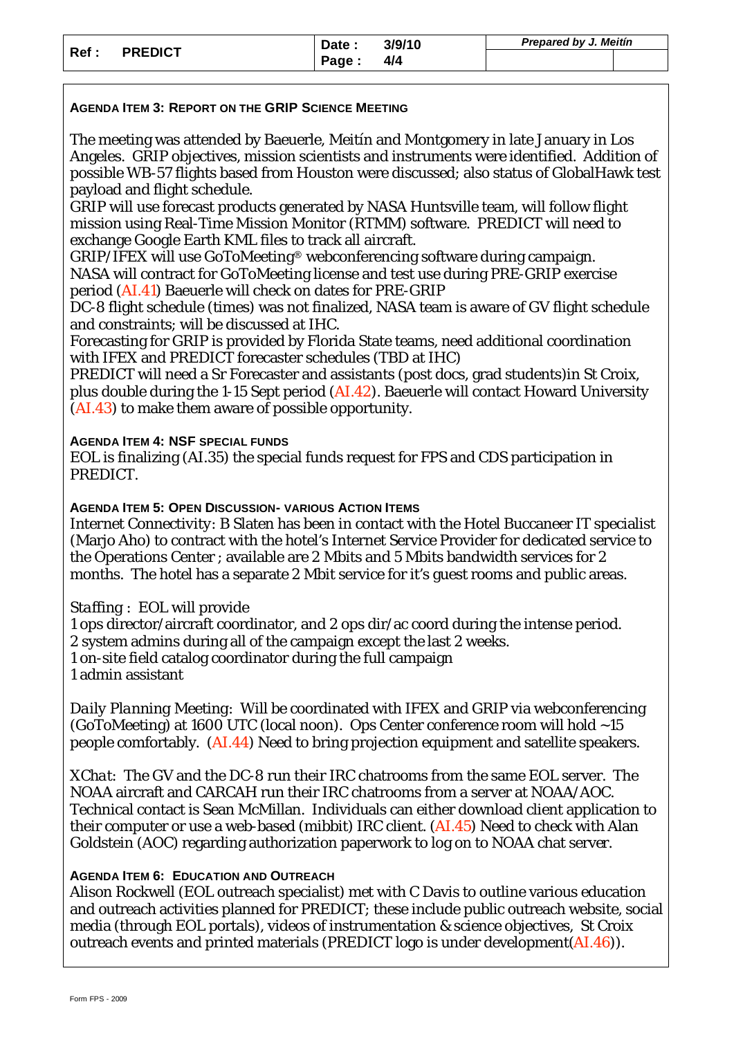| Ref : PREDICT | Date : 3/9/10 | Prepared by J. Meitín |
|---|---|---|
| | Page : 4/4 | |

**AGENDA ITEM 3: REPORT ON THE GRIP SCIENCE MEETING**

The meeting was attended by Baeuerle, Meitín and Montgomery in late January in Los Angeles. GRIP objectives, mission scientists and instruments were identified. Addition of possible WB-57 flights based from Houston were discussed; also status of GlobalHawk test payload and flight schedule.

GRIP will use forecast products generated by NASA Huntsville team, will follow flight mission using Real-Time Mission Monitor (RTMM) software. PREDICT will need to exchange Google Earth KML files to track all aircraft.

GRIP/IFEX will use GoToMeeting® webconferencing software during campaign. NASA will contract for GoToMeeting license and test use during PRE-GRIP exercise period (AI.41) Baeuerle will check on dates for PRE-GRIP

DC-8 flight schedule (times) was not finalized, NASA team is aware of GV flight schedule and constraints; will be discussed at IHC.

Forecasting for GRIP is provided by Florida State teams, need additional coordination with IFEX and PREDICT forecaster schedules (TBD at IHC)

PREDICT will need a Sr Forecaster and assistants (post docs, grad students)in St Croix, plus double during the 1-15 Sept period (AI.42). Baeuerle will contact Howard University (AI.43) to make them aware of possible opportunity.

**AGENDA ITEM 4: NSF SPECIAL FUNDS**

EOL is finalizing (AI.35) the special funds request for FPS and CDS participation in PREDICT.

**AGENDA ITEM 5: OPEN DISCUSSION- VARIOUS ACTION ITEMS**

*Internet Connectivity:* B Slaten has been in contact with the Hotel Buccaneer IT specialist (Marjo Aho) to contract with the hotel's Internet Service Provider for dedicated service to the Operations Center ; available are 2 Mbits and 5 Mbits bandwidth services for 2 months. The hotel has a separate 2 Mbit service for it's guest rooms and public areas.

*Staffing* : EOL will provide

1 ops director/aircraft coordinator, and 2 ops dir/ac coord during the intense period.
2 system admins during all of the campaign except the last 2 weeks.
1 on-site field catalog coordinator during the full campaign
1 admin assistant

*Daily Planning Meeting:* Will be coordinated with IFEX and GRIP via webconferencing (GoToMeeting) at 1600 UTC (local noon). Ops Center conference room will hold ~15 people comfortably. (AI.44) Need to bring projection equipment and satellite speakers.

*XChat:* The GV and the DC-8 run their IRC chatrooms from the same EOL server. The NOAA aircraft and CARCAH run their IRC chatrooms from a server at NOAA/AOC. Technical contact is Sean McMillan. Individuals can either download client application to their computer or use a web-based (mibbit) IRC client. (AI.45) Need to check with Alan Goldstein (AOC) regarding authorization paperwork to log on to NOAA chat server.

**AGENDA ITEM 6: EDUCATION AND OUTREACH**

Alison Rockwell (EOL outreach specialist) met with C Davis to outline various education and outreach activities planned for PREDICT; these include public outreach website, social media (through EOL portals), videos of instrumentation & science objectives, St Croix outreach events and printed materials (PREDICT logo is under development(AI.46)).